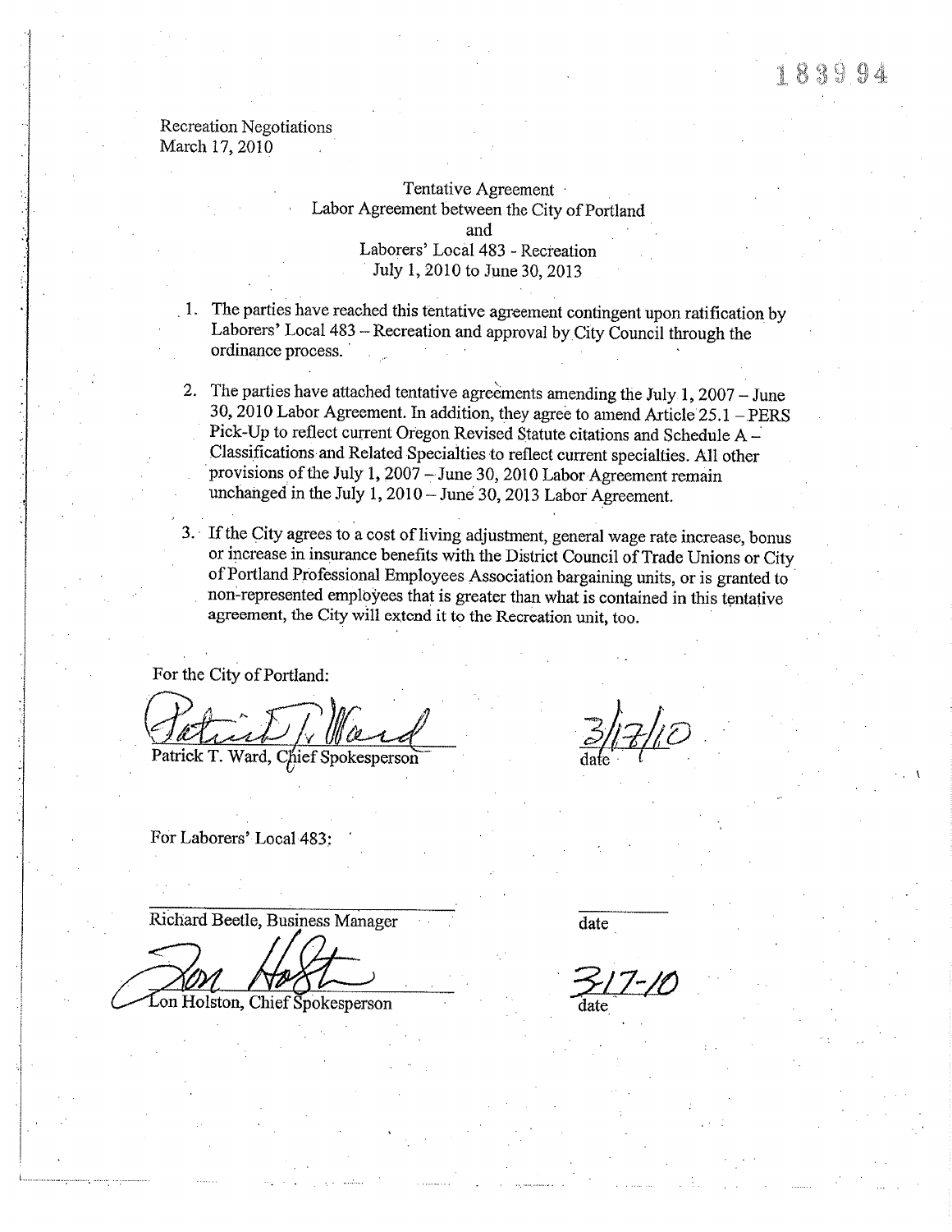183994

Recreation Negotiations
March 17, 2010

Tentative Agreement
Labor Agreement between the City of Portland
and
Laborers' Local 483 - Recreation
July 1, 2010 to June 30, 2013

1. The parties have reached this tentative agreement contingent upon ratification by Laborers' Local 483 – Recreation and approval by City Council through the ordinance process.

2. The parties have attached tentative agreements amending the July 1, 2007 – June 30, 2010 Labor Agreement. In addition, they agree to amend Article 25.1 – PERS Pick-Up to reflect current Oregon Revised Statute citations and Schedule A – Classifications and Related Specialties to reflect current specialties. All other provisions of the July 1, 2007 – June 30, 2010 Labor Agreement remain unchanged in the July 1, 2010 – June 30, 2013 Labor Agreement.

3. If the City agrees to a cost of living adjustment, general wage rate increase, bonus or increase in insurance benefits with the District Council of Trade Unions or City of Portland Professional Employees Association bargaining units, or is granted to non-represented employees that is greater than what is contained in this tentative agreement, the City will extend it to the Recreation unit, too.

For the City of Portland:

Patrick T. Ward, Chief Spokesperson — date: 3/17/10

For Laborers' Local 483:

Richard Beetle, Business Manager — date

Lon Holston, Chief Spokesperson — date: 3-17-10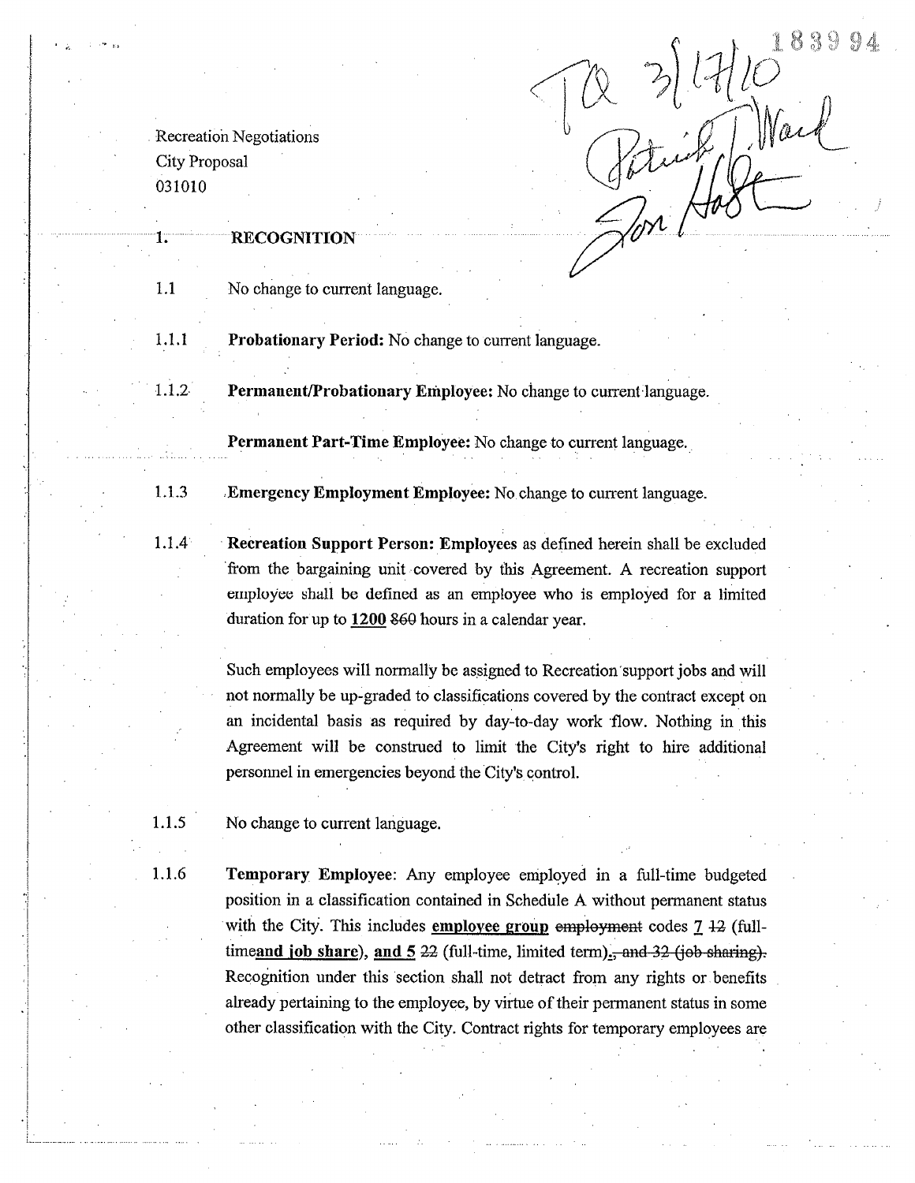Recreation Negotiations
City Proposal
031010

TA 3/17/10
Patrick J. Ward
Jon Hart

183994

# 1. RECOGNITION

1.1 No change to current language.

1.1.1 **Probationary Period:** No change to current language.

1.1.2 **Permanent/Probationary Employee:** No change to current language.

**Permanent Part-Time Employee:** No change to current language.

1.1.3 **Emergency Employment Employee:** No change to current language.

1.1.4 **Recreation Support Person: Employees** as defined herein shall be excluded from the bargaining unit covered by this Agreement. A recreation support employee shall be defined as an employee who is employed for a limited duration for up to **1200** ~~860~~ hours in a calendar year.

Such employees will normally be assigned to Recreation support jobs and will not normally be up-graded to classifications covered by the contract except on an incidental basis as required by day-to-day work flow. Nothing in this Agreement will be construed to limit the City's right to hire additional personnel in emergencies beyond the City's control.

1.1.5 No change to current language.

1.1.6 **Temporary Employee**: Any employee employed in a full-time budgeted position in a classification contained in Schedule A without permanent status with the City. This includes **employee group** ~~employment~~ codes **7** ~~12~~ (full-time**and job share**), **and 5** ~~22~~ (full-time, limited term)**.**~~, and 32 (job sharing).~~ Recognition under this section shall not detract from any rights or benefits already pertaining to the employee, by virtue of their permanent status in some other classification with the City. Contract rights for temporary employees are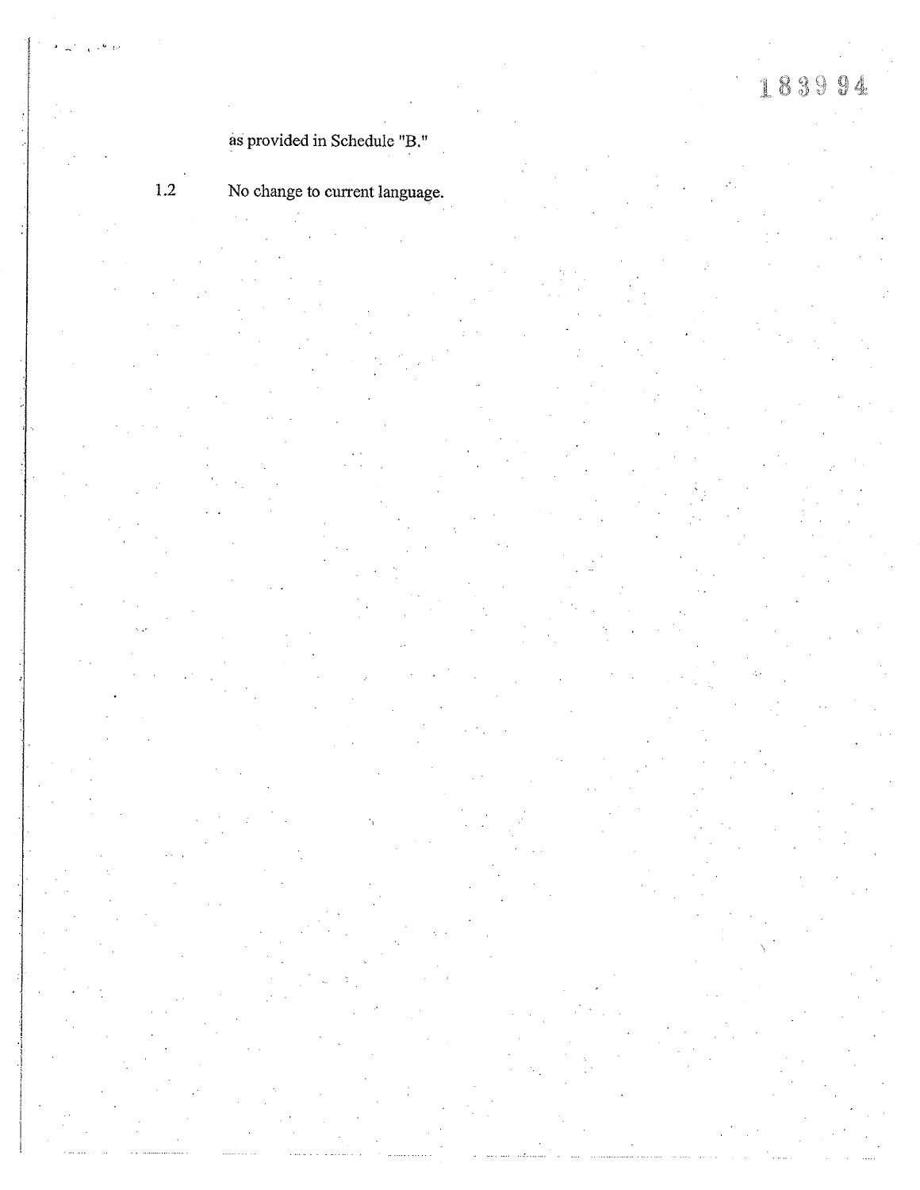as provided in Schedule "B."

1.2 No change to current language.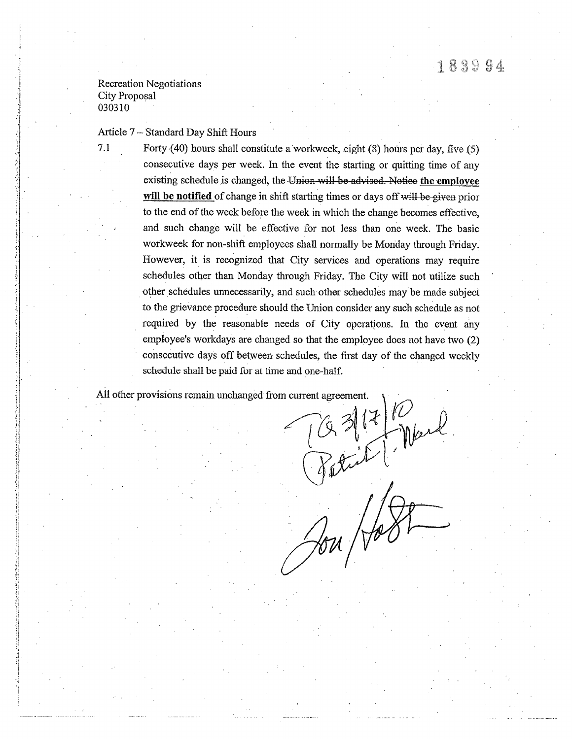183994

Recreation Negotiations
City Proposal
030310

Article 7 – Standard Day Shift Hours

7.1 Forty (40) hours shall constitute a workweek, eight (8) hours per day, five (5) consecutive days per week. In the event the starting or quitting time of any existing schedule is changed, ~~the Union will be advised. Notice~~ **the employee will be notified** of change in shift starting times or days off ~~will be given~~ prior to the end of the week before the week in which the change becomes effective, and such change will be effective for not less than one week. The basic workweek for non-shift employees shall normally be Monday through Friday. However, it is recognized that City services and operations may require schedules other than Monday through Friday. The City will not utilize such other schedules unnecessarily, and such other schedules may be made subject to the grievance procedure should the Union consider any such schedule as not required by the reasonable needs of City operations. In the event any employee's workdays are changed so that the employee does not have two (2) consecutive days off between schedules, the first day of the changed weekly schedule shall be paid for at time and one-half.

All other provisions remain unchanged from current agreement.

TA 3/17/10
Patrick T. Ward

Jon Hoste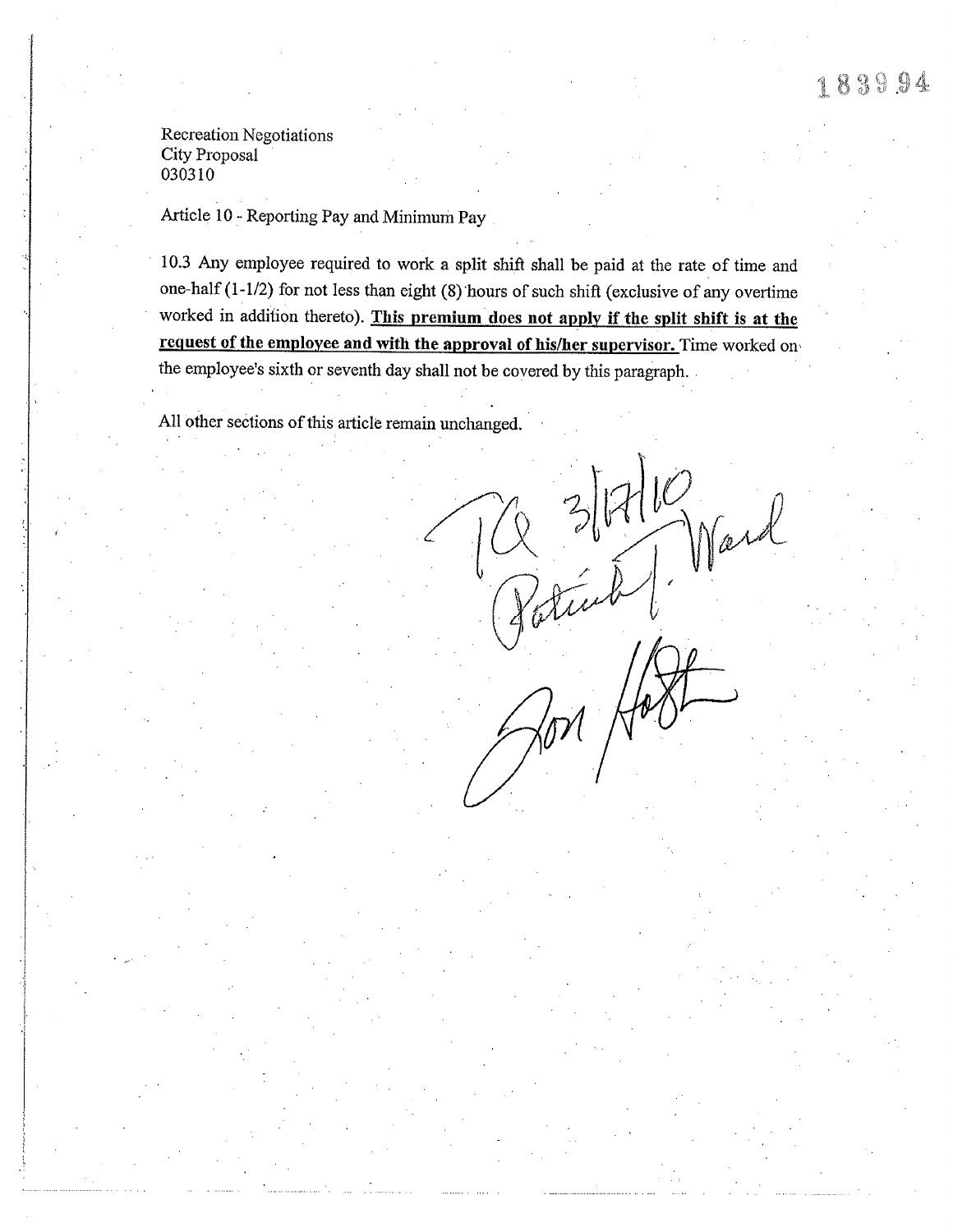Recreation Negotiations
City Proposal
030310

Article 10 - Reporting Pay and Minimum Pay

10.3 Any employee required to work a split shift shall be paid at the rate of time and one-half (1-1/2) for not less than eight (8) hours of such shift (exclusive of any overtime worked in addition thereto). **<u>This premium does not apply if the split shift is at the request of the employee and with the approval of his/her supervisor.</u>** Time worked on the employee's sixth or seventh day shall not be covered by this paragraph.

All other sections of this article remain unchanged.

TA 3/17/10
Patrick J. Ward
Jon Holt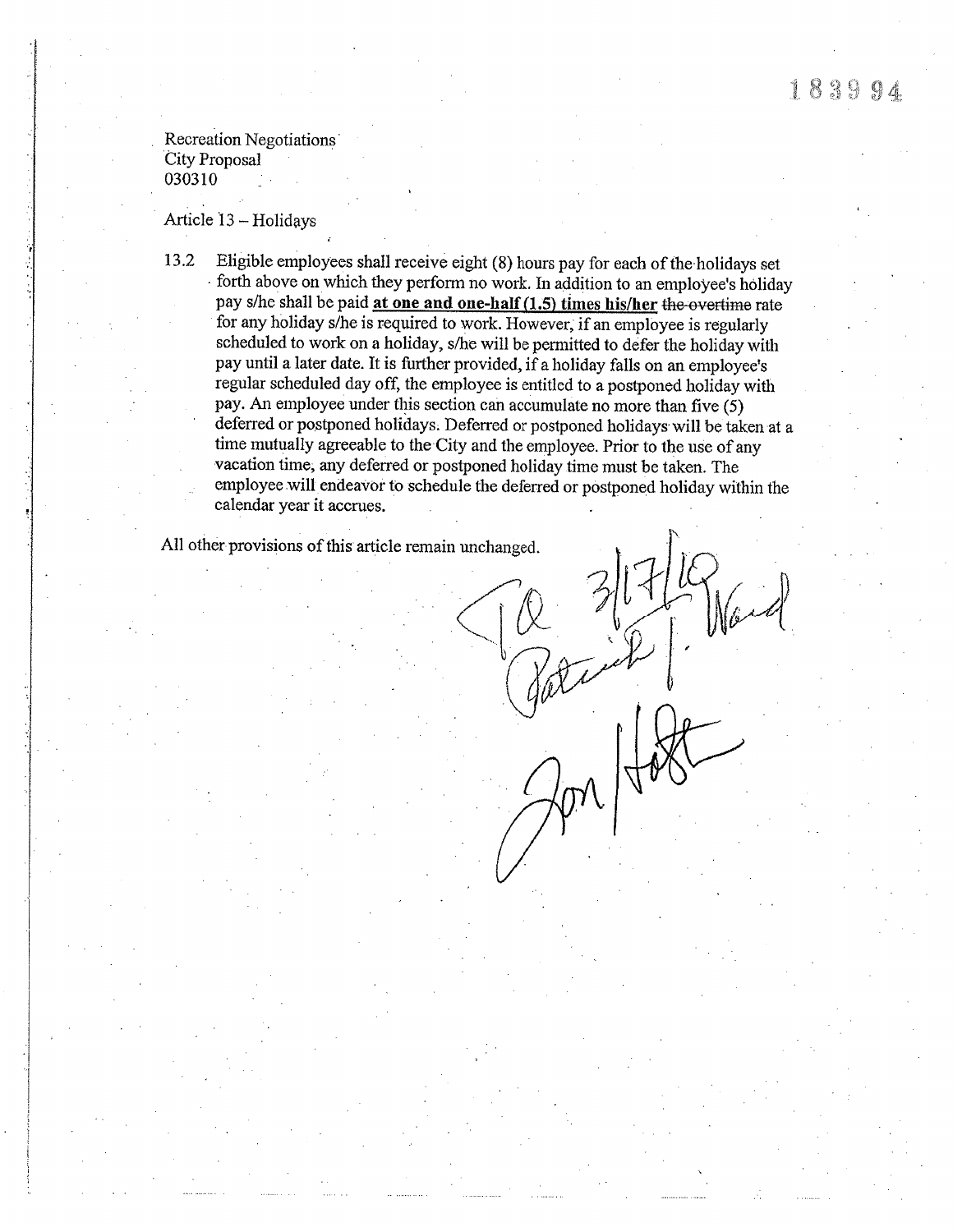Recreation Negotiations
City Proposal
030310

Article 13 – Holidays

13.2 Eligible employees shall receive eight (8) hours pay for each of the holidays set forth above on which they perform no work. In addition to an employee's holiday pay s/he shall be paid **at one and one-half (1.5) times his/her** ~~the overtime~~ rate for any holiday s/he is required to work. However, if an employee is regularly scheduled to work on a holiday, s/he will be permitted to defer the holiday with pay until a later date. It is further provided, if a holiday falls on an employee's regular scheduled day off, the employee is entitled to a postponed holiday with pay. An employee under this section can accumulate no more than five (5) deferred or postponed holidays. Deferred or postponed holidays will be taken at a time mutually agreeable to the City and the employee. Prior to the use of any vacation time, any deferred or postponed holiday time must be taken. The employee will endeavor to schedule the deferred or postponed holiday within the calendar year it accrues.

All other provisions of this article remain unchanged.

TA 3/17/10
Patrick J. Ward
Jon Holt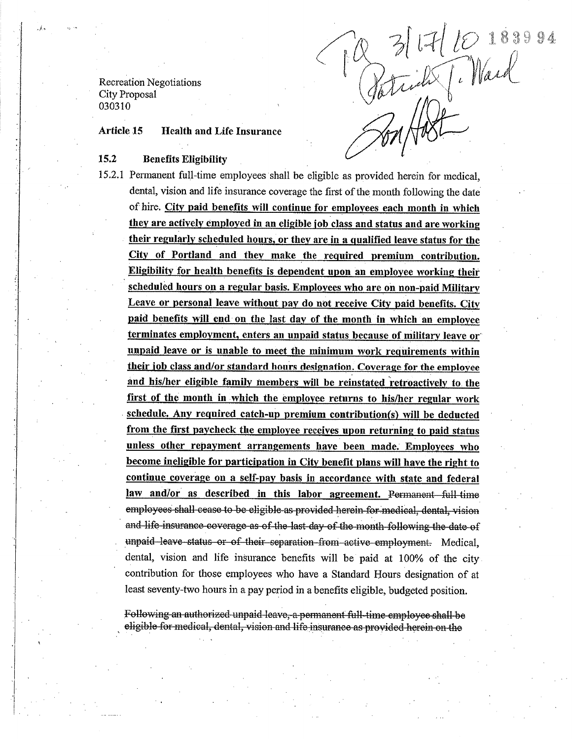Recreation Negotiations
City Proposal
030310

TA 3/17/10 183994
Patrick J. Ward
Jon Hart

**Article 15 Health and Life Insurance**

**15.2 Benefits Eligibility**

15.2.1 Permanent full-time employees shall be eligible as provided herein for medical, dental, vision and life insurance coverage the first of the month following the date of hire. **City paid benefits will continue for employees each month in which they are actively employed in an eligible job class and status and are working their regularly scheduled hours, or they are in a qualified leave status for the City of Portland and they make the required premium contribution. Eligibility for health benefits is dependent upon an employee working their scheduled hours on a regular basis. Employees who are on non-paid Military Leave or personal leave without pay do not receive City paid benefits. City paid benefits will end on the last day of the month in which an employee terminates employment, enters an unpaid status because of military leave or unpaid leave or is unable to meet the minimum work requirements within their job class and/or standard hours designation. Coverage for the employee and his/her eligible family members will be reinstated retroactively to the first of the month in which the employee returns to his/her regular work schedule. Any required catch-up premium contribution(s) will be deducted from the first paycheck the employee receives upon returning to paid status unless other repayment arrangements have been made. Employees who become ineligible for participation in City benefit plans will have the right to continue coverage on a self-pay basis in accordance with state and federal law and/or as described in this labor agreement.** ~~Permanent full-time employees shall cease to be eligible as provided herein for medical, dental, vision and life insurance coverage as of the last day of the month following the date of unpaid leave status or of their separation from active employment.~~ Medical, dental, vision and life insurance benefits will be paid at 100% of the city contribution for those employees who have a Standard Hours designation of at least seventy-two hours in a pay period in a benefits eligible, budgeted position.

~~Following an authorized unpaid leave, a permanent full-time employee shall be eligible for medical, dental, vision and life insurance as provided herein on the~~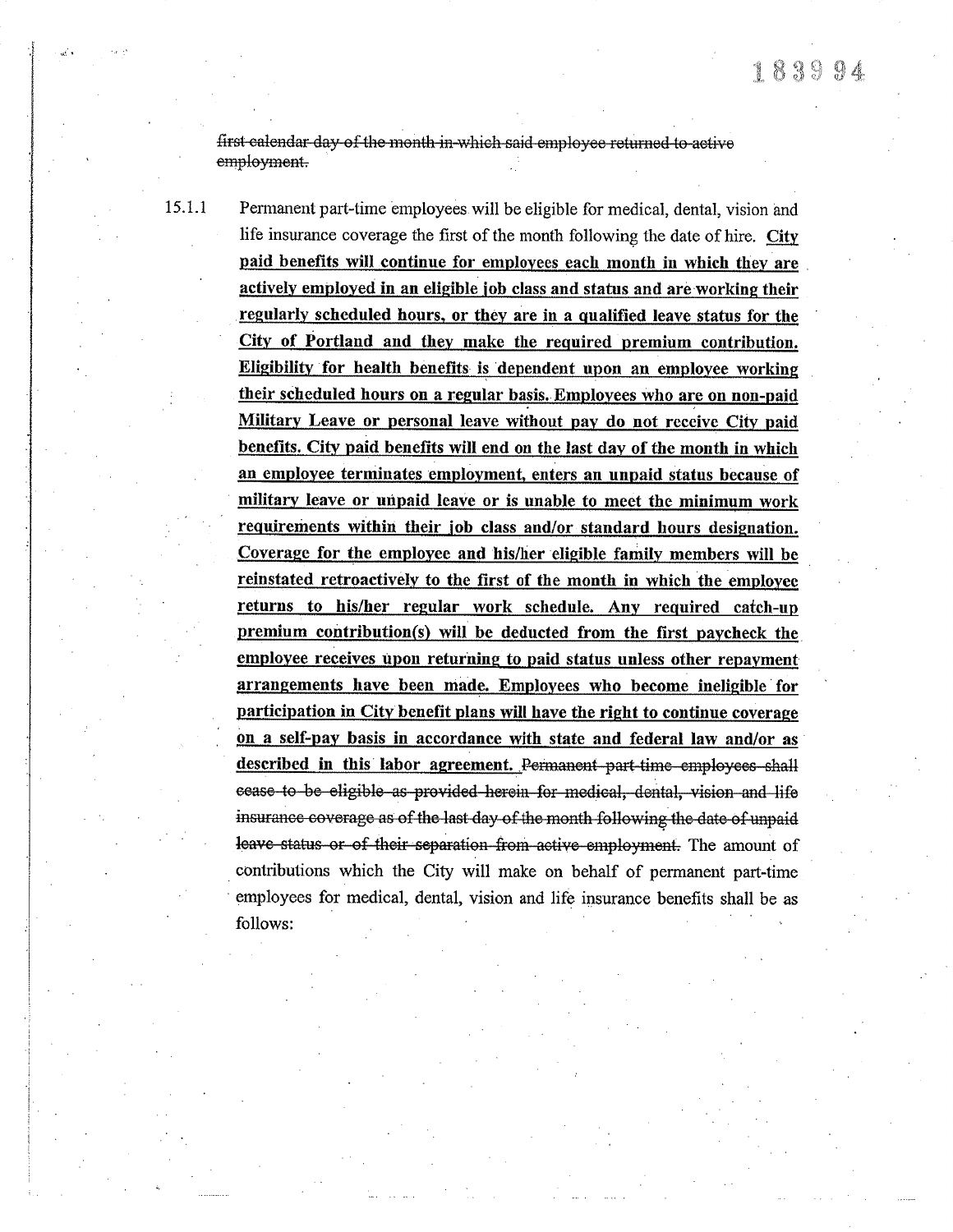~~first calendar day of the month in which said employee returned to active employment.~~

15.1.1 Permanent part-time employees will be eligible for medical, dental, vision and life insurance coverage the first of the month following the date of hire. <u>**City paid benefits will continue for employees each month in which they are actively employed in an eligible job class and status and are working their regularly scheduled hours, or they are in a qualified leave status for the City of Portland and they make the required premium contribution. Eligibility for health benefits is dependent upon an employee working their scheduled hours on a regular basis. Employees who are on non-paid Military Leave or personal leave without pay do not receive City paid benefits. City paid benefits will end on the last day of the month in which an employee terminates employment, enters an unpaid status because of military leave or unpaid leave or is unable to meet the minimum work requirements within their job class and/or standard hours designation. Coverage for the employee and his/her eligible family members will be reinstated retroactively to the first of the month in which the employee returns to his/her regular work schedule. Any required catch-up premium contribution(s) will be deducted from the first paycheck the employee receives upon returning to paid status unless other repayment arrangements have been made. Employees who become ineligible for participation in City benefit plans will have the right to continue coverage on a self-pay basis in accordance with state and federal law and/or as described in this labor agreement.**</u> ~~Permanent part-time employees shall cease to be eligible as provided herein for medical, dental, vision and life insurance coverage as of the last day of the month following the date of unpaid leave status or of their separation from active employment.~~ The amount of contributions which the City will make on behalf of permanent part-time employees for medical, dental, vision and life insurance benefits shall be as follows: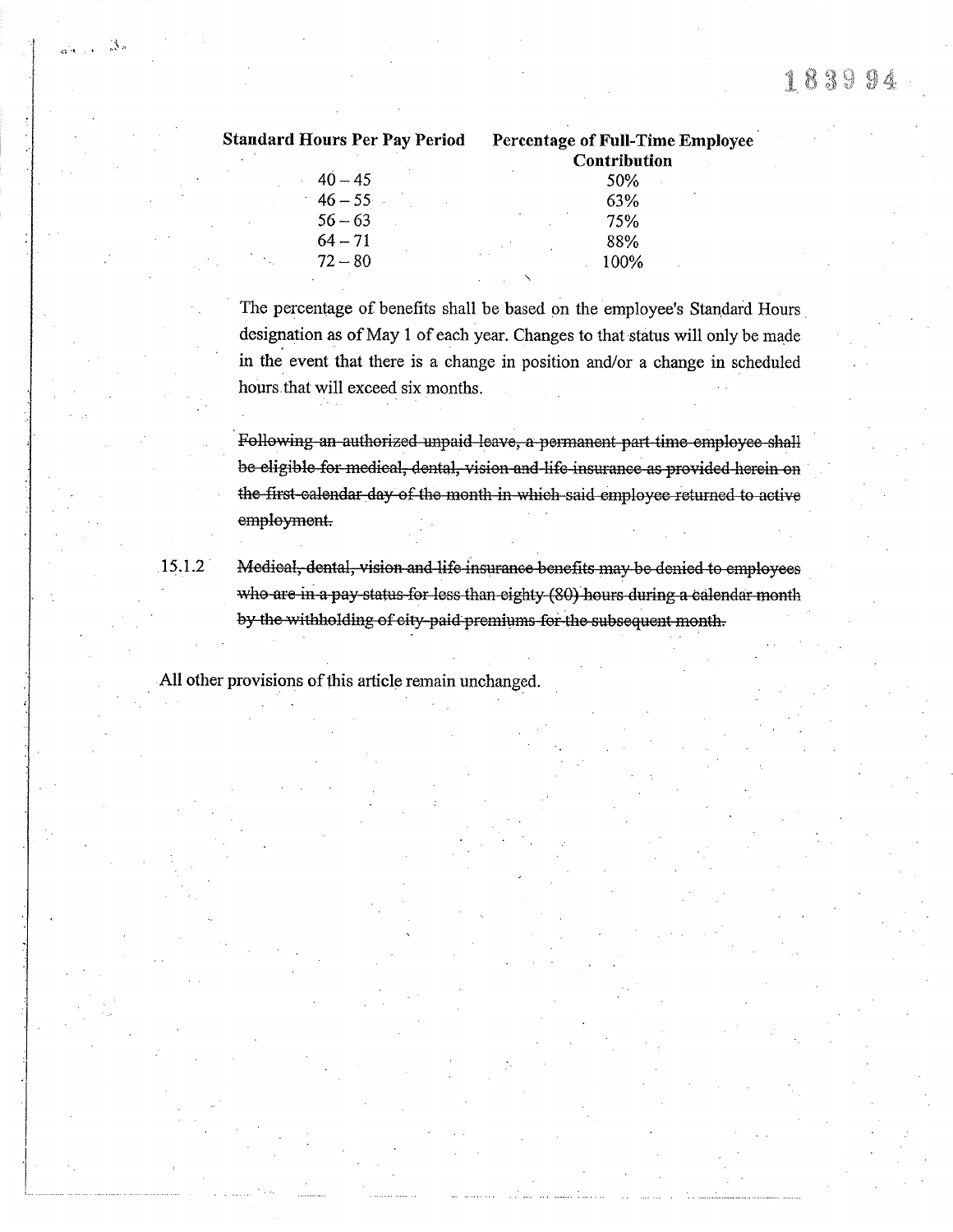| Standard Hours Per Pay Period | Percentage of Full-Time Employee Contribution |
|---|---|
| 40 – 45 | 50% |
| 46 – 55 | 63% |
| 56 – 63 | 75% |
| 64 – 71 | 88% |
| 72 – 80 | 100% |

The percentage of benefits shall be based on the employee's Standard Hours designation as of May 1 of each year. Changes to that status will only be made in the event that there is a change in position and/or a change in scheduled hours that will exceed six months.

~~Following an authorized unpaid leave, a permanent part-time employee shall be eligible for medical, dental, vision and life insurance as provided herein on the first calendar day of the month in which said employee returned to active employment.~~

15.1.2 ~~Medical, dental, vision and life insurance benefits may be denied to employees who are in a pay status for less than eighty (80) hours during a calendar month by the withholding of city-paid premiums for the subsequent month.~~

All other provisions of this article remain unchanged.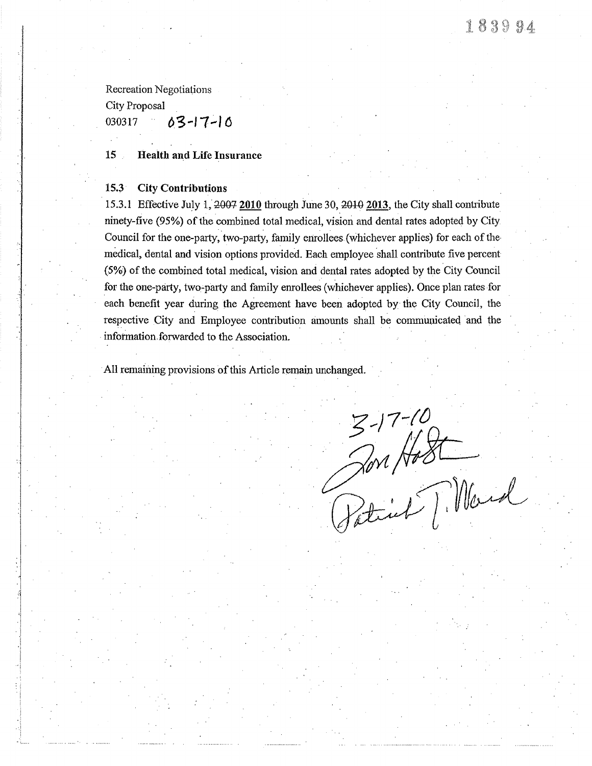183994

Recreation Negotiations
City Proposal
030317 03-17-10

## 15 Health and Life Insurance

### 15.3 City Contributions

15.3.1 Effective July 1, ~~2007~~ **2010** through June 30, ~~2010~~ **2013**, the City shall contribute ninety-five (95%) of the combined total medical, vision and dental rates adopted by City Council for the one-party, two-party, family enrollees (whichever applies) for each of the medical, dental and vision options provided. Each employee shall contribute five percent (5%) of the combined total medical, vision and dental rates adopted by the City Council for the one-party, two-party and family enrollees (whichever applies). Once plan rates for each benefit year during the Agreement have been adopted by the City Council, the respective City and Employee contribution amounts shall be communicated and the information forwarded to the Association.

All remaining provisions of this Article remain unchanged.

3-17-10
Jon Holt
Patrick T. Ward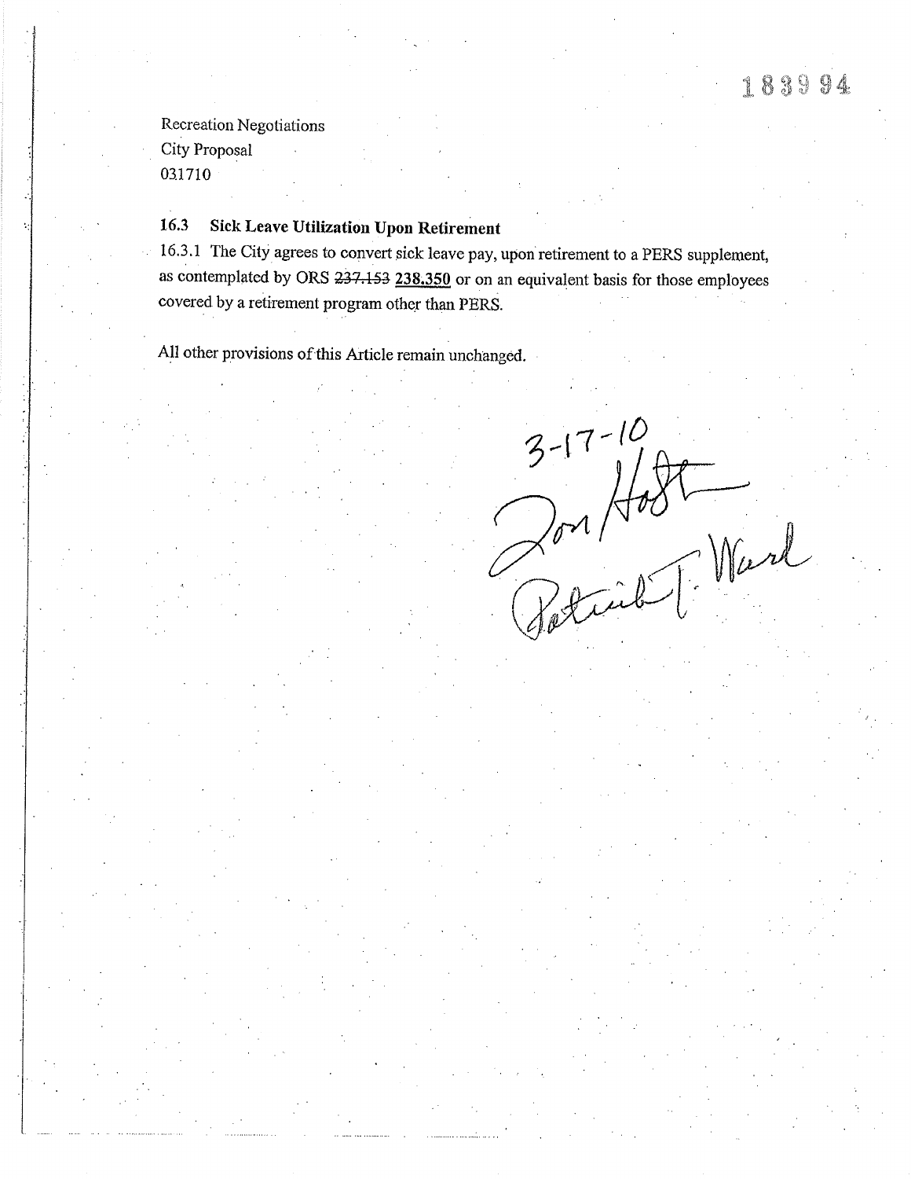183994

Recreation Negotiations
City Proposal
031710

### 16.3 Sick Leave Utilization Upon Retirement

16.3.1 The City agrees to convert sick leave pay, upon retirement to a PERS supplement, as contemplated by ORS ~~237.153~~ **238.350** or on an equivalent basis for those employees covered by a retirement program other than PERS.

All other provisions of this Article remain unchanged.

3-17-10
Jon Hoft
Patrick T. Ward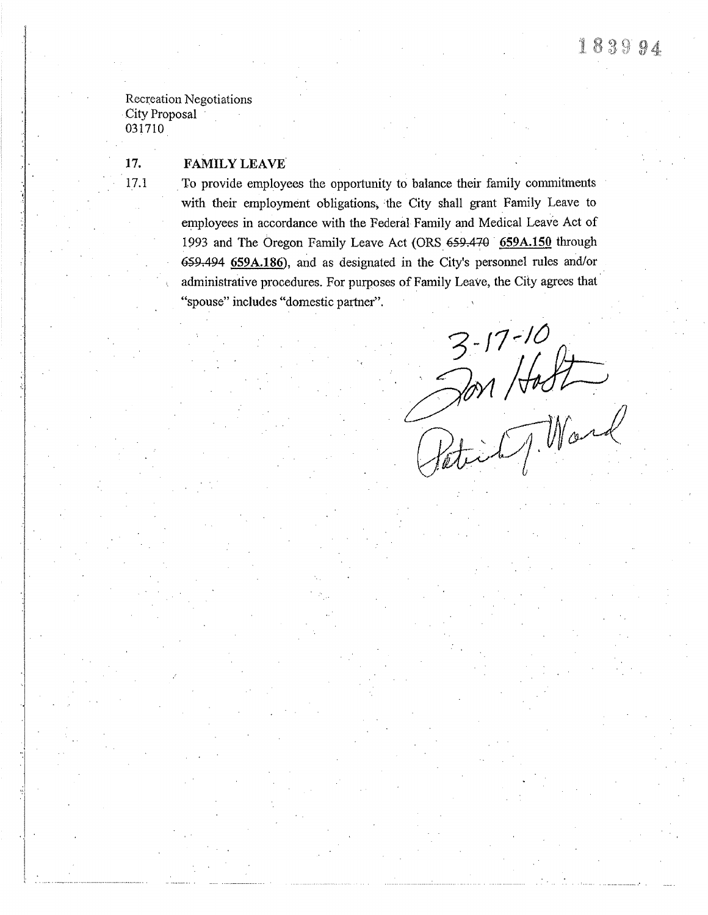Recreation Negotiations
City Proposal
031710

## 17. FAMILY LEAVE

17.1 To provide employees the opportunity to balance their family commitments with their employment obligations, the City shall grant Family Leave to employees in accordance with the Federal Family and Medical Leave Act of 1993 and The Oregon Family Leave Act (ORS ~~659.470~~ **659A.150** through ~~659.494~~ **659A.186**), and as designated in the City's personnel rules and/or administrative procedures. For purposes of Family Leave, the City agrees that "spouse" includes "domestic partner".

3-17-10
Jon Hart
Patrick J. Ward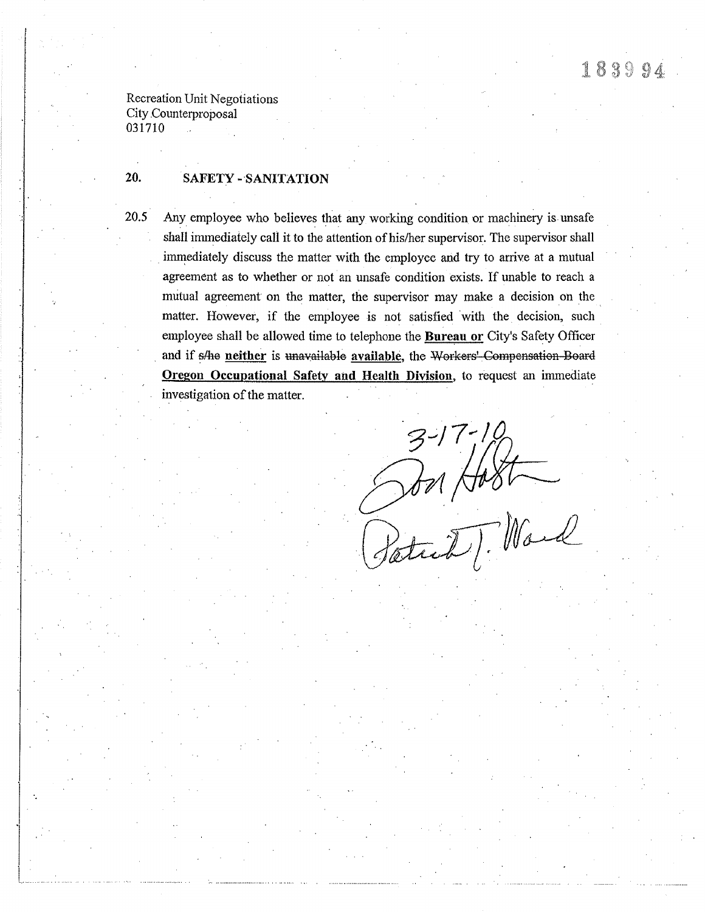Recreation Unit Negotiations
City Counterproposal
031710

## 20. SAFETY - SANITATION

20.5 Any employee who believes that any working condition or machinery is unsafe shall immediately call it to the attention of his/her supervisor. The supervisor shall immediately discuss the matter with the employee and try to arrive at a mutual agreement as to whether or not an unsafe condition exists. If unable to reach a mutual agreement on the matter, the supervisor may make a decision on the matter. However, if the employee is not satisfied with the decision, such employee shall be allowed time to telephone the **Bureau or** City's Safety Officer and if ~~s/he~~ **neither** is ~~unavailable~~ **available**, the ~~Workers' Compensation Board~~ **Oregon Occupational Safety and Health Division**, to request an immediate investigation of the matter.

3-17-10
Don Hatton
Patrick J. Ward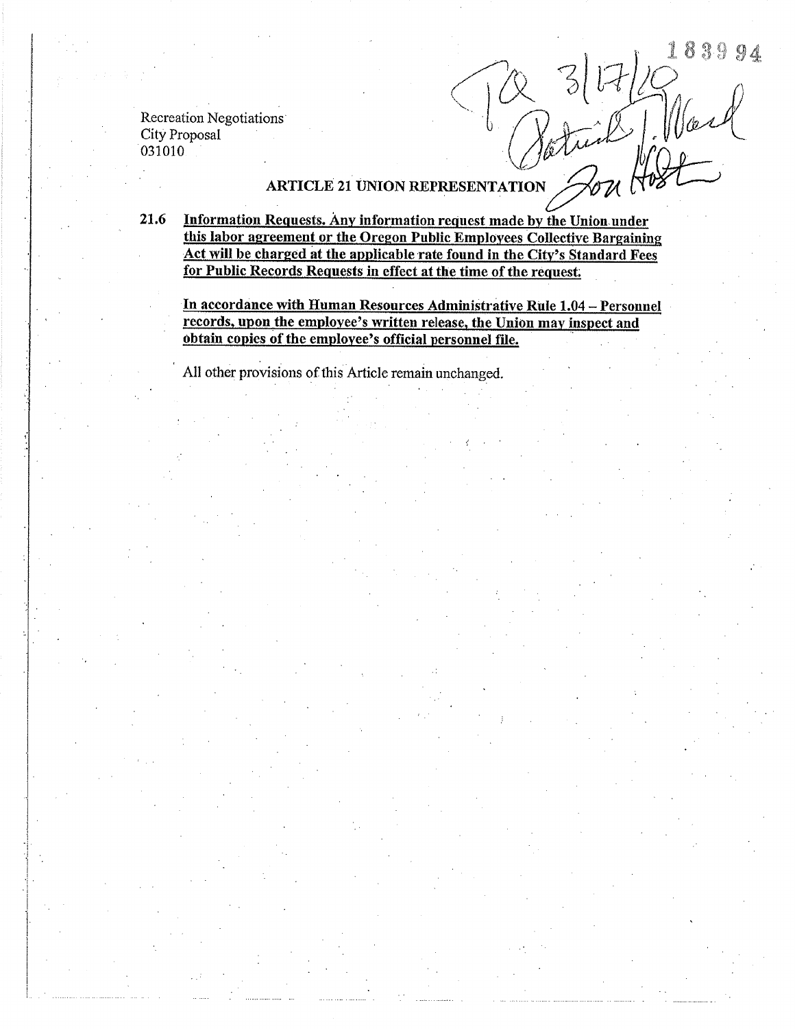183994

TA 3/17/10
Patrick J. Ward
Zon Host

Recreation Negotiations
City Proposal
031010

## ARTICLE 21 UNION REPRESENTATION

21.6 **Information Requests. Any information request made by the Union under this labor agreement or the Oregon Public Employees Collective Bargaining Act will be charged at the applicable rate found in the City's Standard Fees for Public Records Requests in effect at the time of the request.**

**In accordance with Human Resources Administrative Rule 1.04 – Personnel records, upon the employee's written release, the Union may inspect and obtain copies of the employee's official personnel file.**

All other provisions of this Article remain unchanged.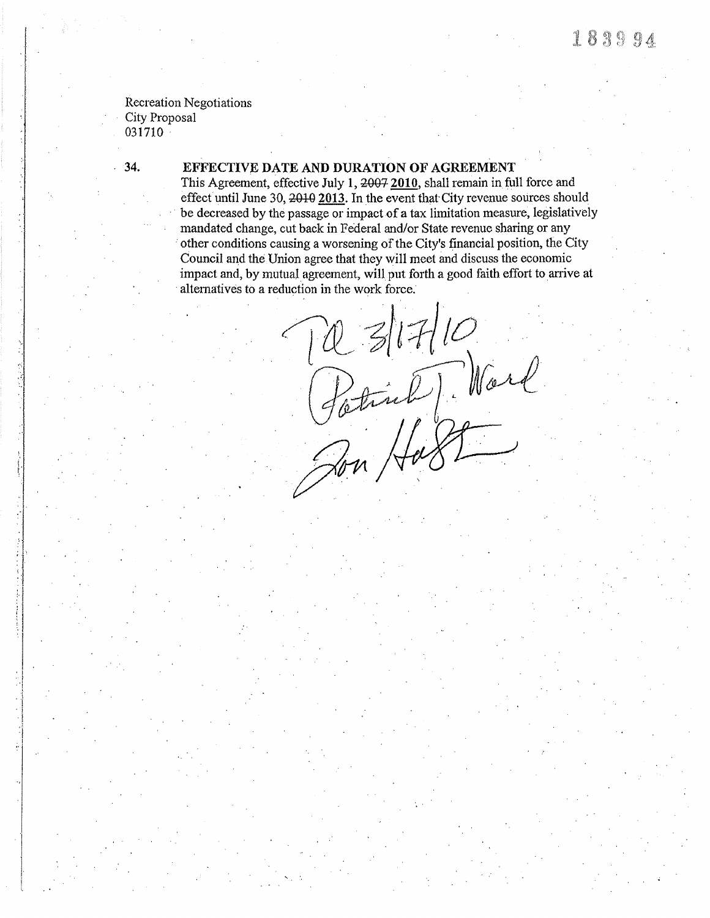Recreation Negotiations
City Proposal
031710

**34. EFFECTIVE DATE AND DURATION OF AGREEMENT**

This Agreement, effective July 1, ~~2007~~ **2010**, shall remain in full force and effect until June 30, ~~2010~~ **2013**. In the event that City revenue sources should be decreased by the passage or impact of a tax limitation measure, legislatively mandated change, cut back in Federal and/or State revenue sharing or any other conditions causing a worsening of the City's financial position, the City Council and the Union agree that they will meet and discuss the economic impact and, by mutual agreement, will put forth a good faith effort to arrive at alternatives to a reduction in the work force.

TA 3/17/10
Patrick J. Ward
Jon Haft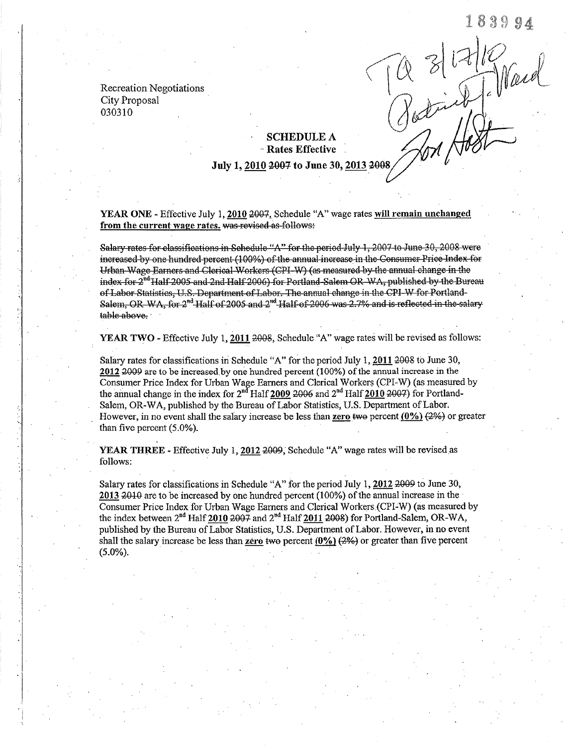183994

TA 3/17/10

Recreation Negotiations
City Proposal
030310

## SCHEDULE A
### Rates Effective
### July 1, 2010 ~~2007~~ to June 30, 2013 ~~2008~~

**YEAR ONE** - Effective July 1, **2010** ~~2007~~, Schedule "A" wage rates **will remain unchanged from the current wage rates.** ~~was revised as follows:~~

~~Salary rates for classifications in Schedule "A" for the period July 1, 2007 to June 30, 2008 were increased by one hundred percent (100%) of the annual increase in the Consumer Price Index for Urban Wage Earners and Clerical Workers (CPI-W) (as measured by the annual change in the index for 2nd Half 2005 and 2nd Half 2006) for Portland-Salem OR-WA, published by the Bureau of Labor Statistics, U.S. Department of Labor. The annual change in the CPI-W for Portland-Salem, OR-WA, for 2nd Half of 2005 and 2nd Half of 2006 was 2.7% and is reflected in the salary table above.~~

**YEAR TWO** - Effective July 1, **2011** ~~2008~~, Schedule "A" wage rates will be revised as follows:

Salary rates for classifications in Schedule "A" for the period July 1, **2011** ~~2008~~ to June 30, **2012** ~~2009~~ are to be increased by one hundred percent (100%) of the annual increase in the Consumer Price Index for Urban Wage Earners and Clerical Workers (CPI-W) (as measured by the annual change in the index for 2nd Half **2009** ~~2006~~ and 2nd Half **2010** ~~2007~~) for Portland-Salem, OR-WA, published by the Bureau of Labor Statistics, U.S. Department of Labor. However, in no event shall the salary increase be less than **zero** ~~two~~ percent **(0%)** ~~(2%)~~ or greater than five percent (5.0%).

**YEAR THREE** - Effective July 1, **2012** ~~2009~~, Schedule "A" wage rates will be revised as follows:

Salary rates for classifications in Schedule "A" for the period July 1, **2012** ~~2009~~ to June 30, **2013** ~~2010~~ are to be increased by one hundred percent (100%) of the annual increase in the Consumer Price Index for Urban Wage Earners and Clerical Workers (CPI-W) (as measured by the index between 2nd Half **2010** ~~2007~~ and 2nd Half **2011** ~~2008~~) for Portland-Salem, OR-WA, published by the Bureau of Labor Statistics, U.S. Department of Labor. However, in no event shall the salary increase be less than **zero** ~~two~~ percent **(0%)** ~~(2%)~~ or greater than five percent (5.0%).